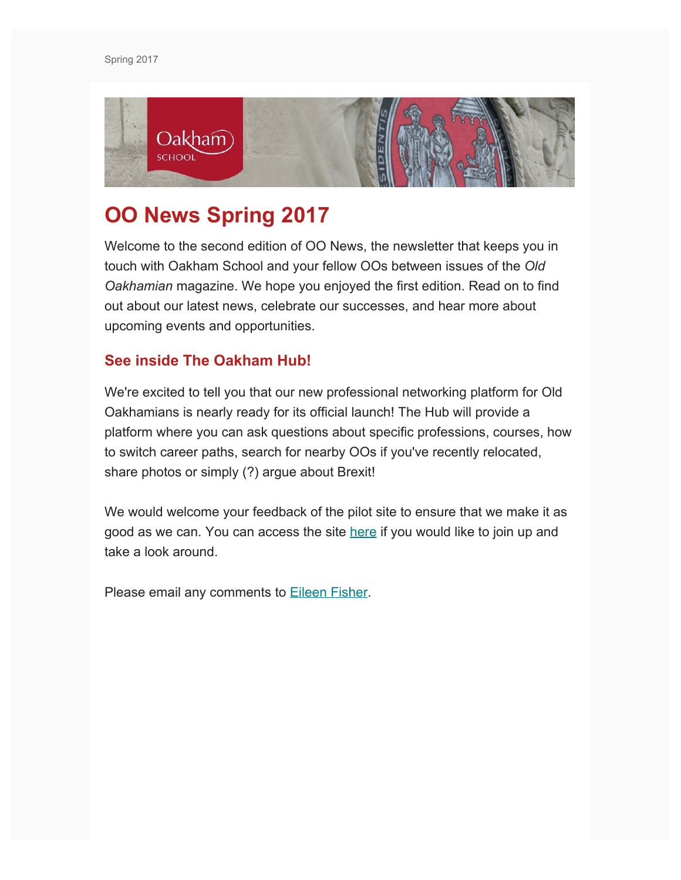Spring 2017

# OO News Spring 2017

Welcome to the second edition of OO News, the newsletter that keeps you in touch with Oakham School and your fellow OOs between issues of the *Old Oakhamian* magazine. We hope you enjoyed the first edition. Read on to find out about our latest news, celebrate our successes, and hear more about upcoming events and opportunities.

## See inside The Oakham Hub!

We're excited to tell you that our new professional networking platform for Old Oakhamians is nearly ready for its official launch! The Hub will provide a platform where you can ask questions about specific professions, courses, how to switch career paths, search for nearby OOs if you've recently relocated, share photos or simply (?) argue about Brexit!

We would welcome your feedback of the pilot site to ensure that we make it as good as we can. You can access the site here if you would like to join up and take a look around.

Please email any comments to Eileen Fisher.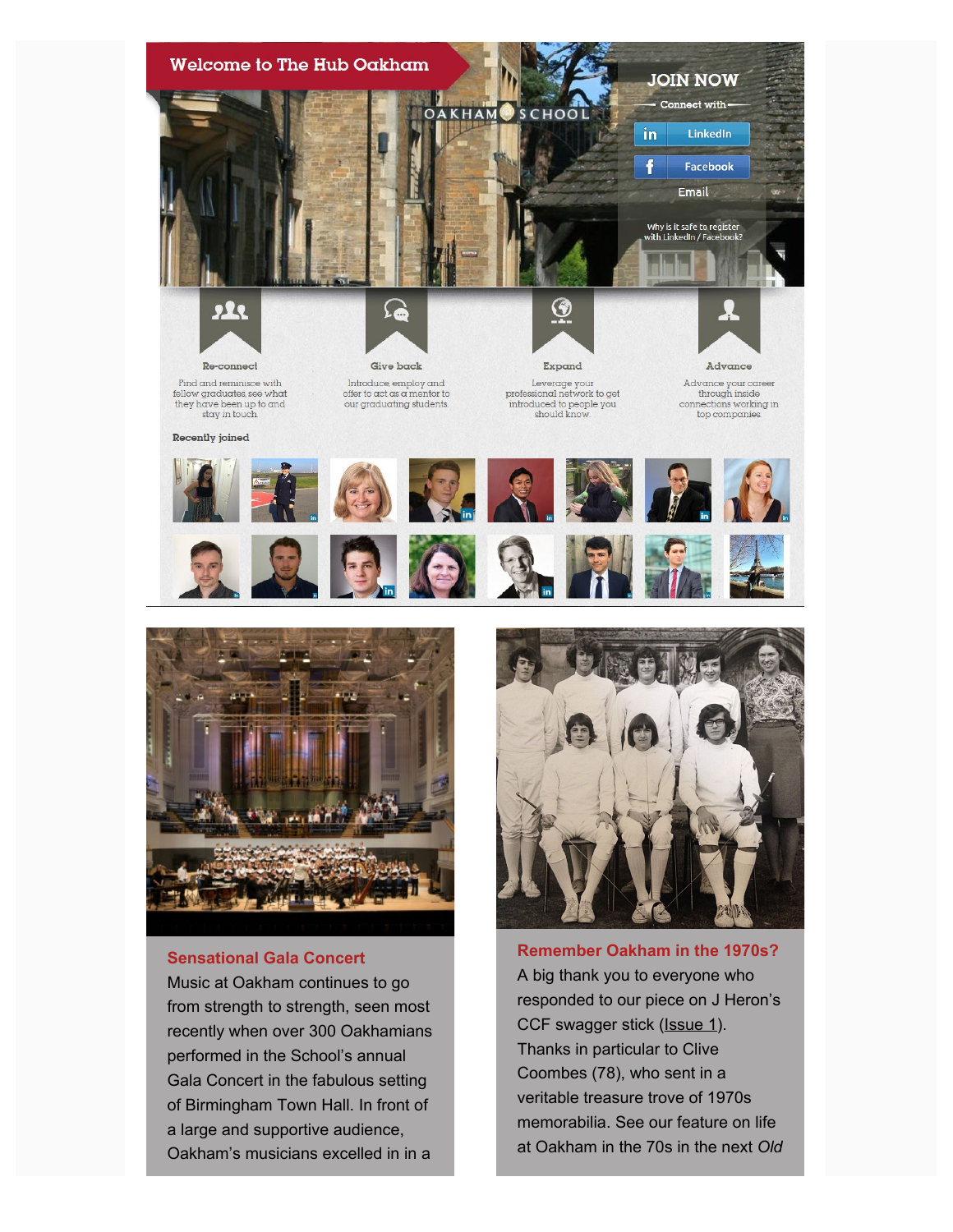## Welcome to The Hub Oakham

OAKHAM SCHOOL

**JOIN NOW**

Connect with

LinkedIn

Facebook

Email

Why is it safe to register with LinkedIn / Facebook?

**Re-connect**

Find and reminisce with fellow graduates, see what they have been up to and stay in touch.

**Give back**

Introduce, employ and offer to act as a mentor to our graduating students.

**Expand**

Leverage your professional network to get introduced to people you should know.

**Advance**

Advance your career through inside connections working in top companies.

**Recently joined**

### Sensational Gala Concert

Music at Oakham continues to go from strength to strength, seen most recently when over 300 Oakhamians performed in the School's annual Gala Concert in the fabulous setting of Birmingham Town Hall. In front of a large and supportive audience, Oakham's musicians excelled in in a

### Remember Oakham in the 1970s?

A big thank you to everyone who responded to our piece on J Heron's CCF swagger stick (Issue 1). Thanks in particular to Clive Coombes (78), who sent in a veritable treasure trove of 1970s memorabilia. See our feature on life at Oakham in the 70s in the next *Old*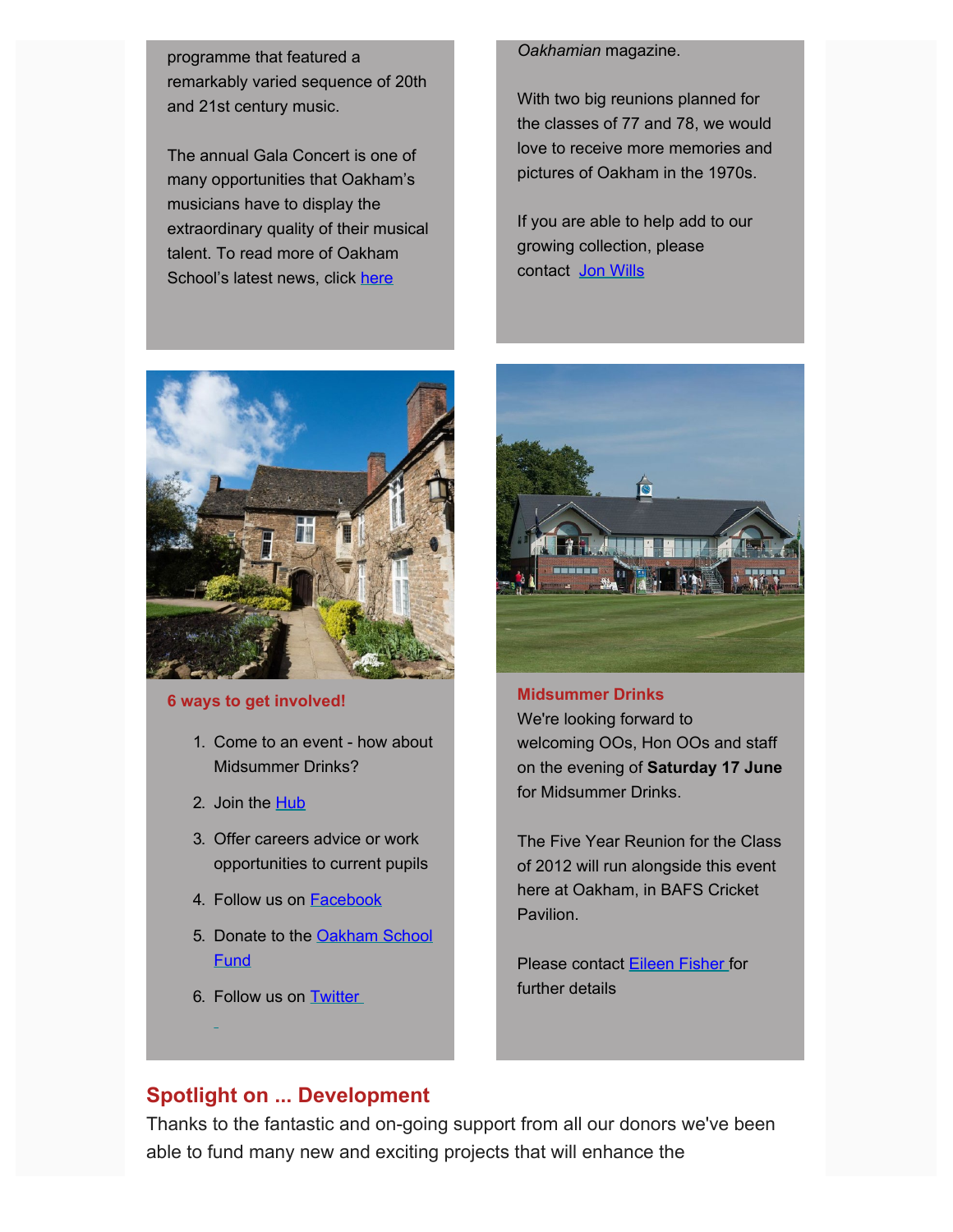programme that featured a remarkably varied sequence of 20th and 21st century music.

The annual Gala Concert is one of many opportunities that Oakham's musicians have to display the extraordinary quality of their musical talent. To read more of Oakham School's latest news, click here

*Oakhamian* magazine.

With two big reunions planned for the classes of 77 and 78, we would love to receive more memories and pictures of Oakham in the 1970s.

If you are able to help add to our growing collection, please contact Jon Wills

**6 ways to get involved!**

1. Come to an event - how about Midsummer Drinks?
2. Join the Hub
3. Offer careers advice or work opportunities to current pupils
4. Follow us on Facebook
5. Donate to the Oakham School Fund
6. Follow us on Twitter

**Midsummer Drinks**

We're looking forward to welcoming OOs, Hon OOs and staff on the evening of **Saturday 17 June** for Midsummer Drinks.

The Five Year Reunion for the Class of 2012 will run alongside this event here at Oakham, in BAFS Cricket Pavilion.

Please contact Eileen Fisher for further details

## Spotlight on ... Development

Thanks to the fantastic and on-going support from all our donors we've been able to fund many new and exciting projects that will enhance the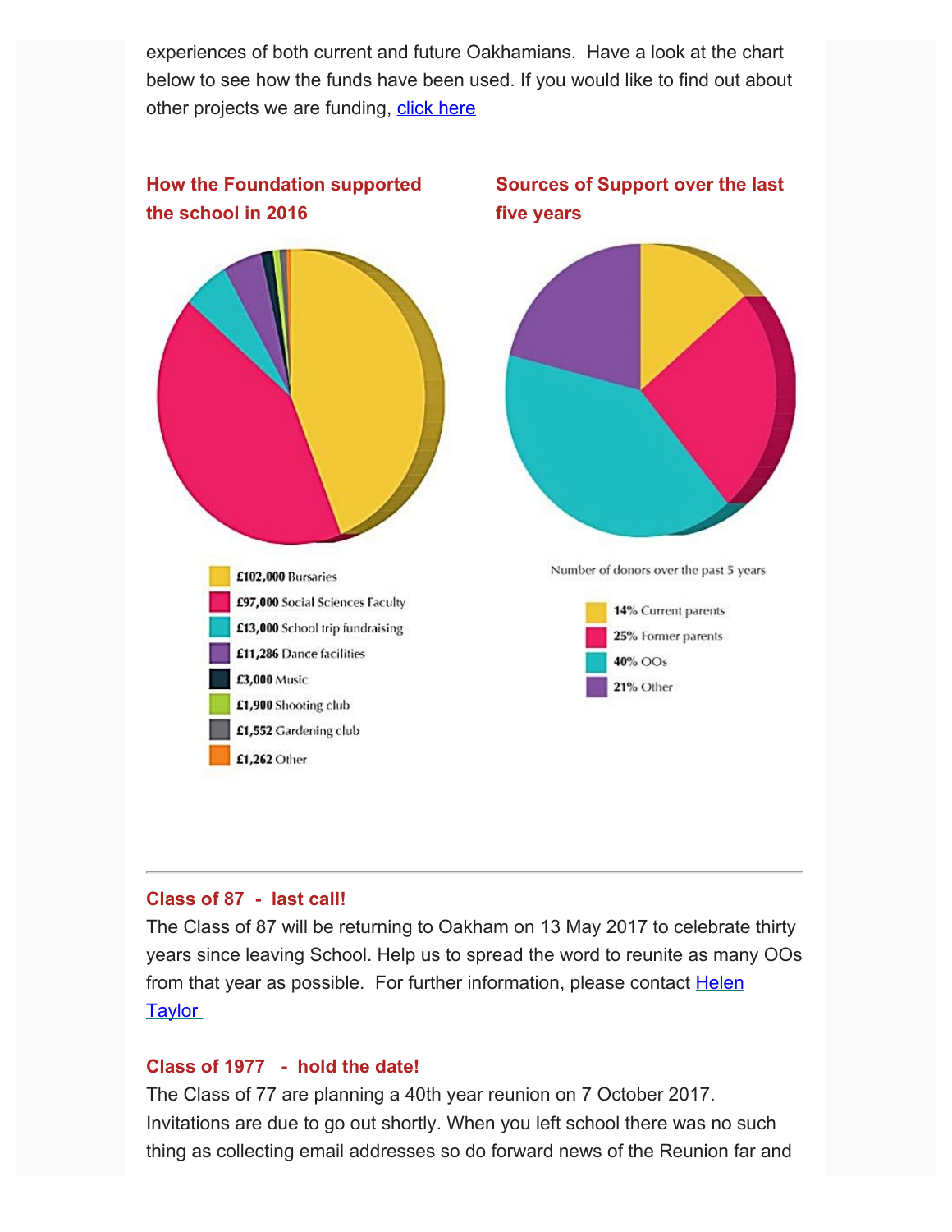experiences of both current and future Oakhamians. Have a look at the chart below to see how the funds have been used. If you would like to find out about other projects we are funding, click here

### How the Foundation supported the school in 2016

- **£102,000** Bursaries
- **£97,000** Social Sciences Faculty
- **£13,000** School trip fundraising
- **£11,286** Dance facilities
- **£3,000** Music
- **£1,900** Shooting club
- **£1,552** Gardening club
- **£1,262** Other

### Sources of Support over the last five years

Number of donors over the past 5 years

- **14%** Current parents
- **25%** Former parents
- **40%** OOs
- **21%** Other

---

### Class of 87 - last call!

The Class of 87 will be returning to Oakham on 13 May 2017 to celebrate thirty years since leaving School. Help us to spread the word to reunite as many OOs from that year as possible. For further information, please contact Helen Taylor

### Class of 1977 - hold the date!

The Class of 77 are planning a 40th year reunion on 7 October 2017. Invitations are due to go out shortly. When you left school there was no such thing as collecting email addresses so do forward news of the Reunion far and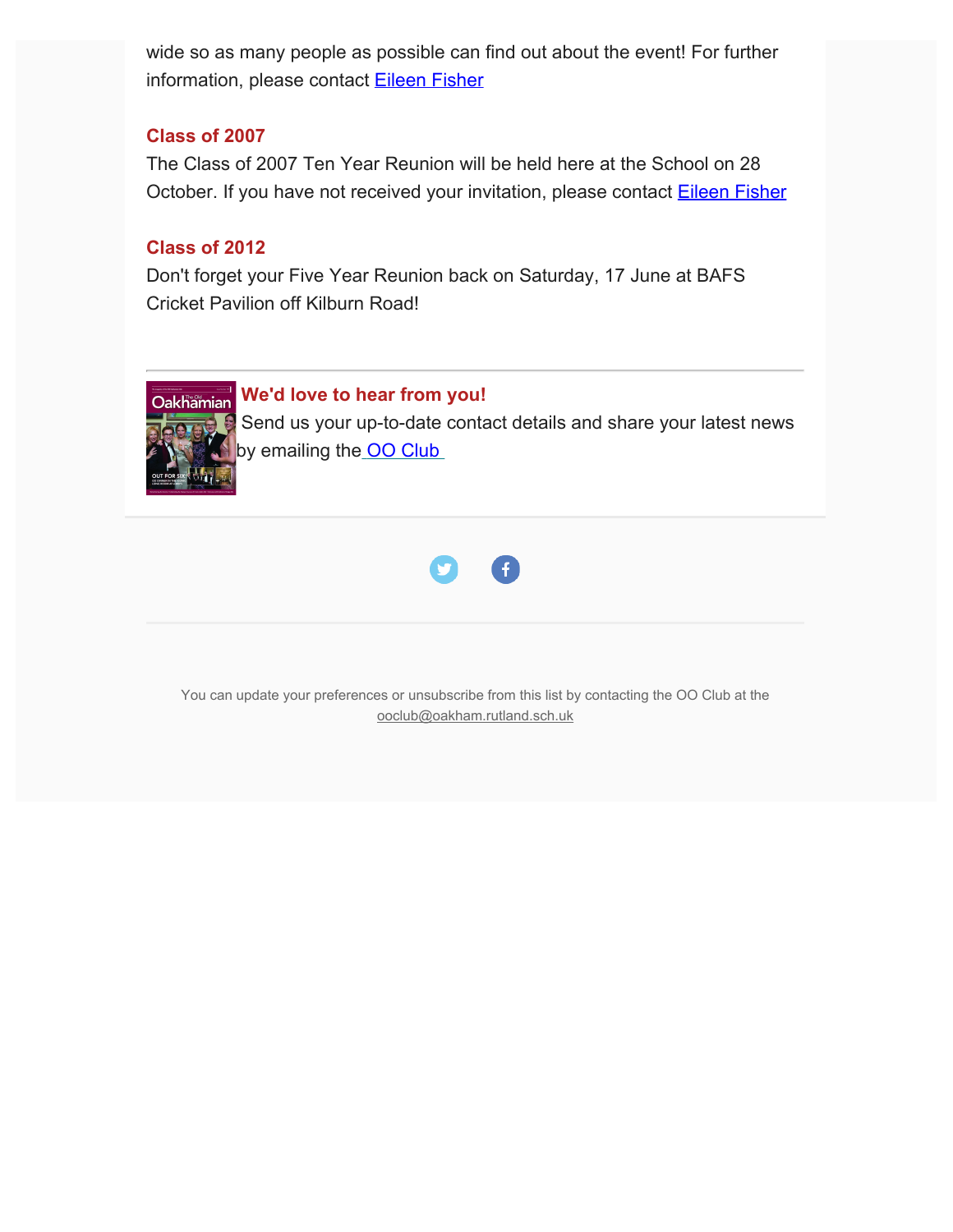wide so as many people as possible can find out about the event! For further information, please contact Eileen Fisher

### Class of 2007

The Class of 2007 Ten Year Reunion will be held here at the School on 28 October. If you have not received your invitation, please contact Eileen Fisher

### Class of 2012

Don't forget your Five Year Reunion back on Saturday, 17 June at BAFS Cricket Pavilion off Kilburn Road!

---

### We'd love to hear from you!

Send us your up-to-date contact details and share your latest news by emailing the OO Club

---

You can update your preferences or unsubscribe from this list by contacting the OO Club at the ooclub@oakham.rutland.sch.uk